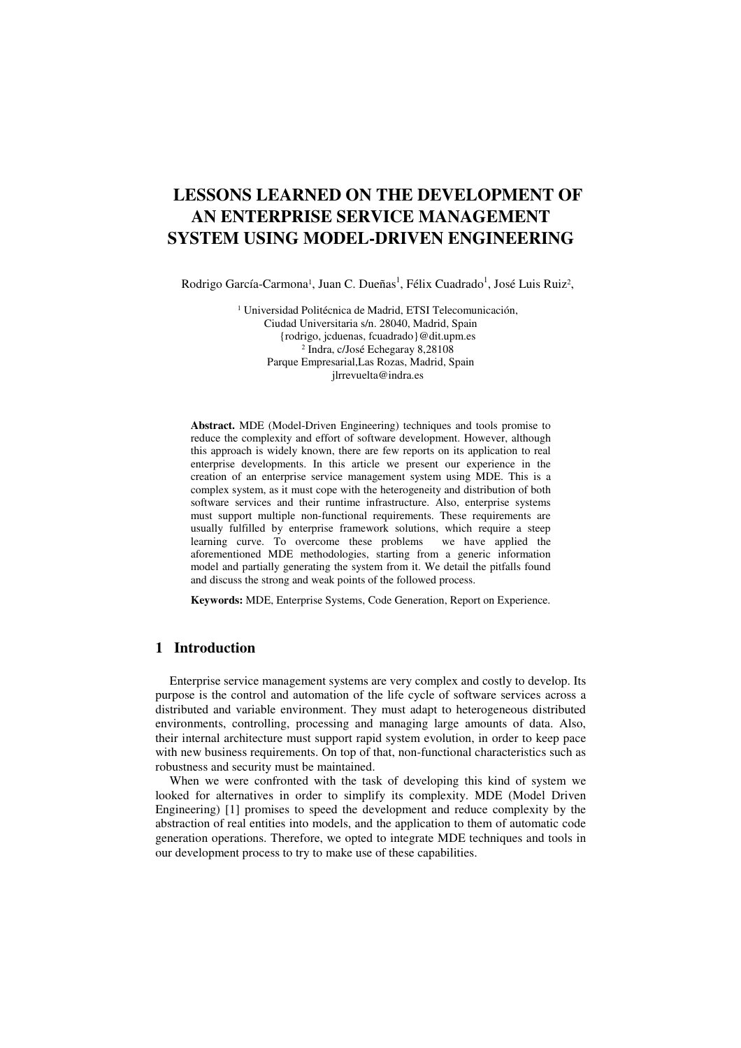# LESSONS LEARNED ON THE DEVELOPMENT OF AN ENTERPRISE SERVICE MANAGEMENT SYSTEM USING MODEL-DRIVEN ENGINEERING

Rodrigo García-Carmona[1], Juan C. Dueñas[1], Félix Cuadrado[1], José Luis Ruiz[2],

[1] Universidad Politécnica de Madrid, ETSI Telecomunicación, Ciudad Universitaria s/n. 28040, Madrid, Spain
{rodrigo, jcduenas, fcuadrado}@dit.upm.es
[2] Indra, c/José Echegaray 8,28108
Parque Empresarial,Las Rozas, Madrid, Spain
jlrrevuelta@indra.es

**Abstract.** MDE (Model-Driven Engineering) techniques and tools promise to reduce the complexity and effort of software development. However, although this approach is widely known, there are few reports on its application to real enterprise developments. In this article we present our experience in the creation of an enterprise service management system using MDE. This is a complex system, as it must cope with the heterogeneity and distribution of both software services and their runtime infrastructure. Also, enterprise systems must support multiple non-functional requirements. These requirements are usually fulfilled by enterprise framework solutions, which require a steep learning curve. To overcome these problems we have applied the aforementioned MDE methodologies, starting from a generic information model and partially generating the system from it. We detail the pitfalls found and discuss the strong and weak points of the followed process.

**Keywords:** MDE, Enterprise Systems, Code Generation, Report on Experience.

## 1 Introduction

Enterprise service management systems are very complex and costly to develop. Its purpose is the control and automation of the life cycle of software services across a distributed and variable environment. They must adapt to heterogeneous distributed environments, controlling, processing and managing large amounts of data. Also, their internal architecture must support rapid system evolution, in order to keep pace with new business requirements. On top of that, non-functional characteristics such as robustness and security must be maintained.

When we were confronted with the task of developing this kind of system we looked for alternatives in order to simplify its complexity. MDE (Model Driven Engineering) [1] promises to speed the development and reduce complexity by the abstraction of real entities into models, and the application to them of automatic code generation operations. Therefore, we opted to integrate MDE techniques and tools in our development process to try to make use of these capabilities.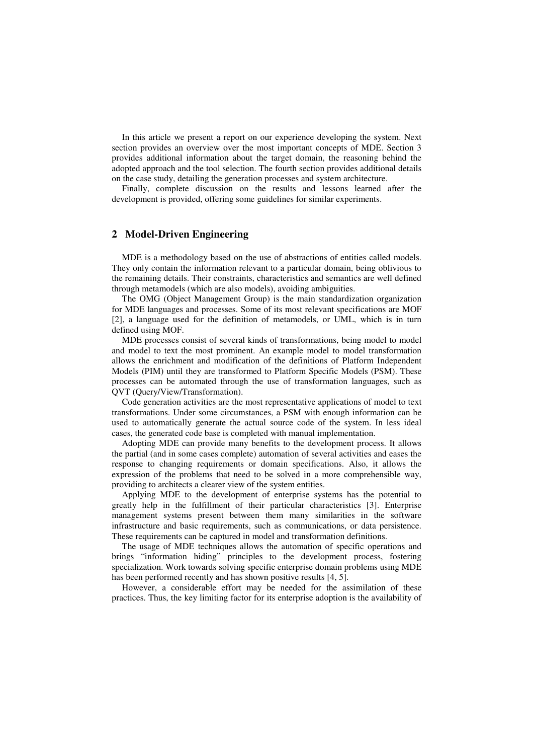In this article we present a report on our experience developing the system. Next section provides an overview over the most important concepts of MDE. Section 3 provides additional information about the target domain, the reasoning behind the adopted approach and the tool selection. The fourth section provides additional details on the case study, detailing the generation processes and system architecture.

Finally, complete discussion on the results and lessons learned after the development is provided, offering some guidelines for similar experiments.

## 2 Model-Driven Engineering

MDE is a methodology based on the use of abstractions of entities called models. They only contain the information relevant to a particular domain, being oblivious to the remaining details. Their constraints, characteristics and semantics are well defined through metamodels (which are also models), avoiding ambiguities.

The OMG (Object Management Group) is the main standardization organization for MDE languages and processes. Some of its most relevant specifications are MOF [2], a language used for the definition of metamodels, or UML, which is in turn defined using MOF.

MDE processes consist of several kinds of transformations, being model to model and model to text the most prominent. An example model to model transformation allows the enrichment and modification of the definitions of Platform Independent Models (PIM) until they are transformed to Platform Specific Models (PSM). These processes can be automated through the use of transformation languages, such as QVT (Query/View/Transformation).

Code generation activities are the most representative applications of model to text transformations. Under some circumstances, a PSM with enough information can be used to automatically generate the actual source code of the system. In less ideal cases, the generated code base is completed with manual implementation.

Adopting MDE can provide many benefits to the development process. It allows the partial (and in some cases complete) automation of several activities and eases the response to changing requirements or domain specifications. Also, it allows the expression of the problems that need to be solved in a more comprehensible way, providing to architects a clearer view of the system entities.

Applying MDE to the development of enterprise systems has the potential to greatly help in the fulfillment of their particular characteristics [3]. Enterprise management systems present between them many similarities in the software infrastructure and basic requirements, such as communications, or data persistence. These requirements can be captured in model and transformation definitions.

The usage of MDE techniques allows the automation of specific operations and brings "information hiding" principles to the development process, fostering specialization. Work towards solving specific enterprise domain problems using MDE has been performed recently and has shown positive results [4, 5].

However, a considerable effort may be needed for the assimilation of these practices. Thus, the key limiting factor for its enterprise adoption is the availability of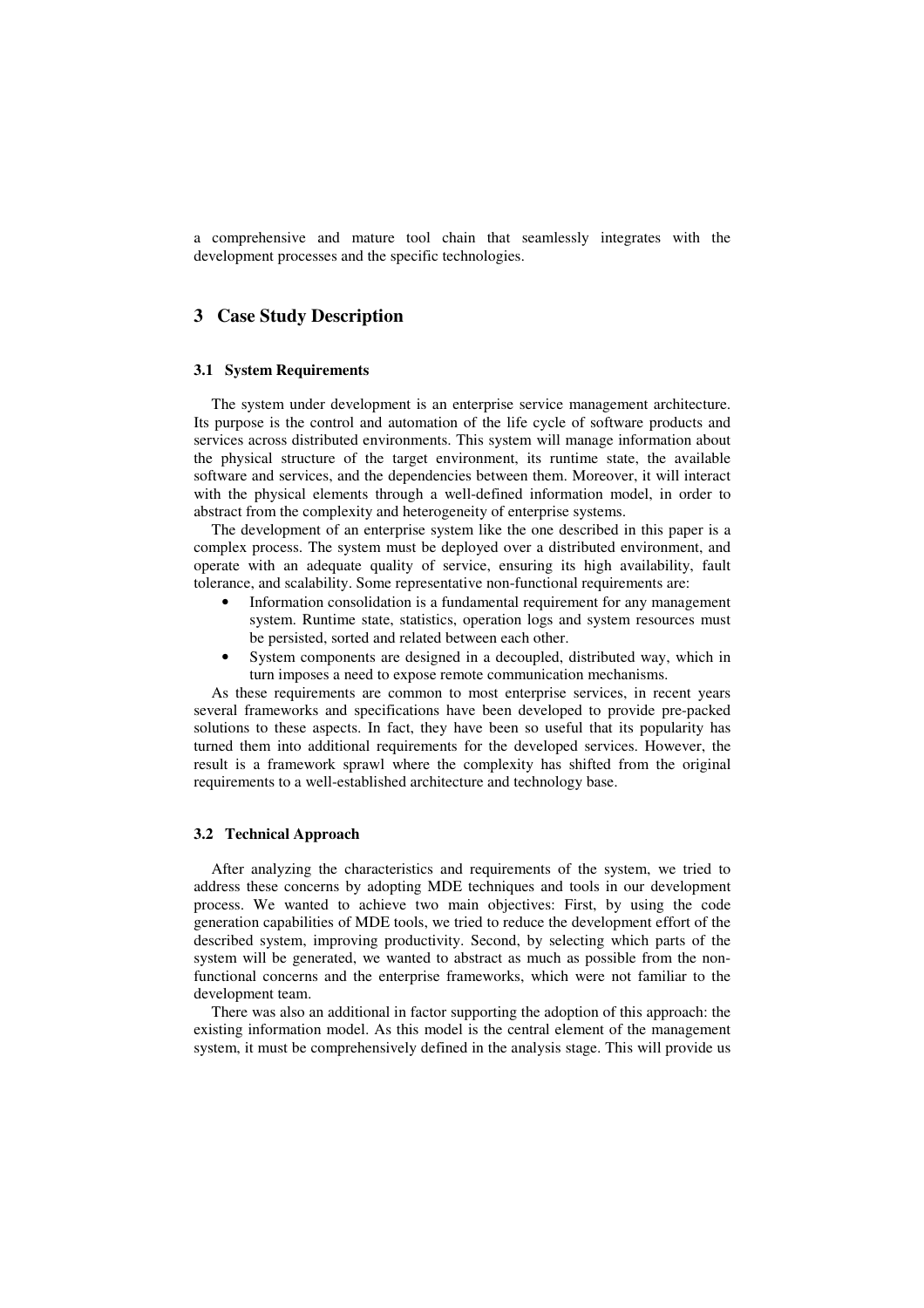a comprehensive and mature tool chain that seamlessly integrates with the development processes and the specific technologies.

## 3 Case Study Description

### 3.1 System Requirements

The system under development is an enterprise service management architecture. Its purpose is the control and automation of the life cycle of software products and services across distributed environments. This system will manage information about the physical structure of the target environment, its runtime state, the available software and services, and the dependencies between them. Moreover, it will interact with the physical elements through a well-defined information model, in order to abstract from the complexity and heterogeneity of enterprise systems.

The development of an enterprise system like the one described in this paper is a complex process. The system must be deployed over a distributed environment, and operate with an adequate quality of service, ensuring its high availability, fault tolerance, and scalability. Some representative non-functional requirements are:

- Information consolidation is a fundamental requirement for any management system. Runtime state, statistics, operation logs and system resources must be persisted, sorted and related between each other.
- System components are designed in a decoupled, distributed way, which in turn imposes a need to expose remote communication mechanisms.

As these requirements are common to most enterprise services, in recent years several frameworks and specifications have been developed to provide pre-packed solutions to these aspects. In fact, they have been so useful that its popularity has turned them into additional requirements for the developed services. However, the result is a framework sprawl where the complexity has shifted from the original requirements to a well-established architecture and technology base.

### 3.2 Technical Approach

After analyzing the characteristics and requirements of the system, we tried to address these concerns by adopting MDE techniques and tools in our development process. We wanted to achieve two main objectives: First, by using the code generation capabilities of MDE tools, we tried to reduce the development effort of the described system, improving productivity. Second, by selecting which parts of the system will be generated, we wanted to abstract as much as possible from the non-functional concerns and the enterprise frameworks, which were not familiar to the development team.

There was also an additional in factor supporting the adoption of this approach: the existing information model. As this model is the central element of the management system, it must be comprehensively defined in the analysis stage. This will provide us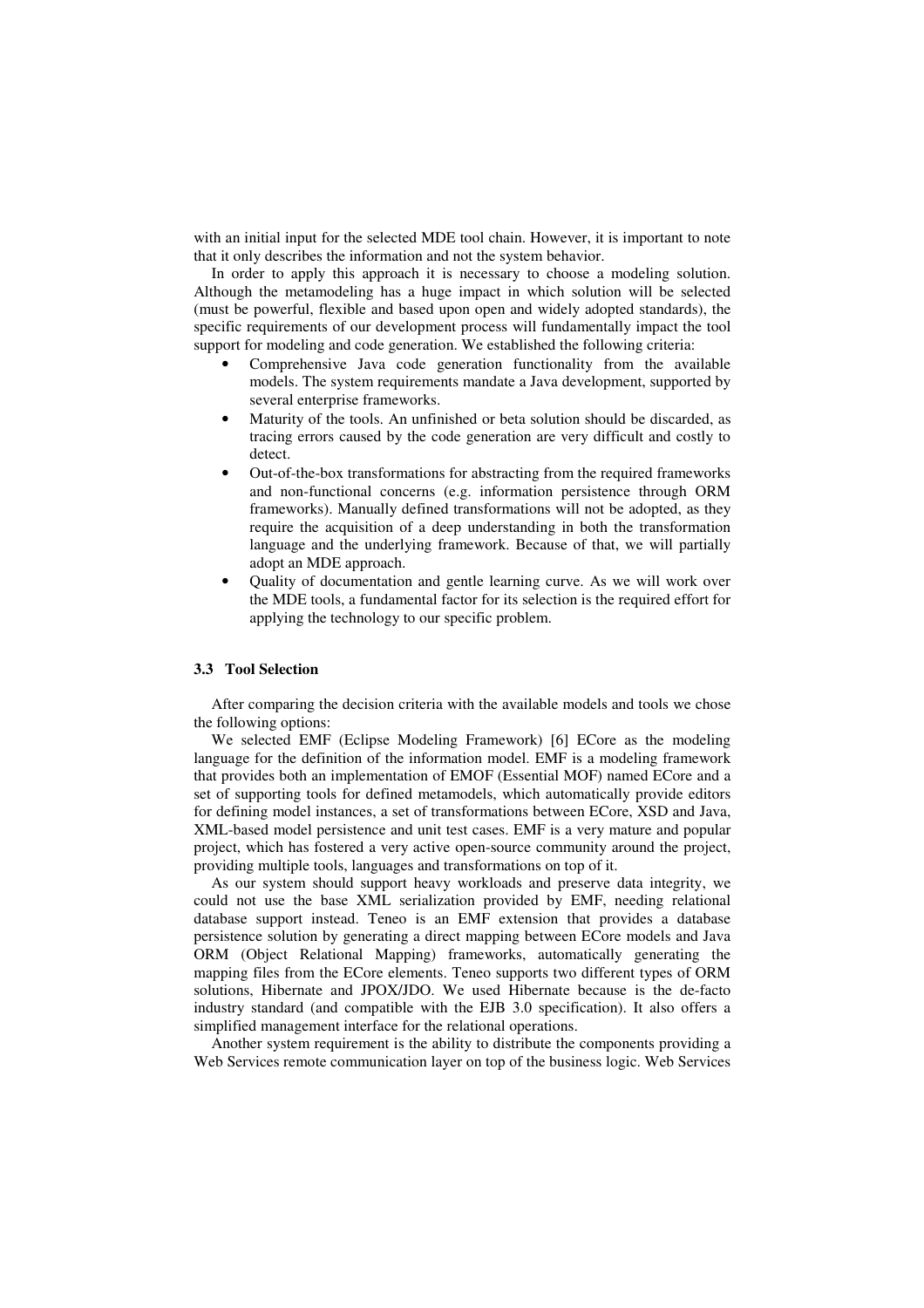with an initial input for the selected MDE tool chain. However, it is important to note that it only describes the information and not the system behavior.

In order to apply this approach it is necessary to choose a modeling solution. Although the metamodeling has a huge impact in which solution will be selected (must be powerful, flexible and based upon open and widely adopted standards), the specific requirements of our development process will fundamentally impact the tool support for modeling and code generation. We established the following criteria:

- Comprehensive Java code generation functionality from the available models. The system requirements mandate a Java development, supported by several enterprise frameworks.
- Maturity of the tools. An unfinished or beta solution should be discarded, as tracing errors caused by the code generation are very difficult and costly to detect.
- Out-of-the-box transformations for abstracting from the required frameworks and non-functional concerns (e.g. information persistence through ORM frameworks). Manually defined transformations will not be adopted, as they require the acquisition of a deep understanding in both the transformation language and the underlying framework. Because of that, we will partially adopt an MDE approach.
- Quality of documentation and gentle learning curve. As we will work over the MDE tools, a fundamental factor for its selection is the required effort for applying the technology to our specific problem.

### 3.3 Tool Selection

After comparing the decision criteria with the available models and tools we chose the following options:

We selected EMF (Eclipse Modeling Framework) [6] ECore as the modeling language for the definition of the information model. EMF is a modeling framework that provides both an implementation of EMOF (Essential MOF) named ECore and a set of supporting tools for defined metamodels, which automatically provide editors for defining model instances, a set of transformations between ECore, XSD and Java, XML-based model persistence and unit test cases. EMF is a very mature and popular project, which has fostered a very active open-source community around the project, providing multiple tools, languages and transformations on top of it.

As our system should support heavy workloads and preserve data integrity, we could not use the base XML serialization provided by EMF, needing relational database support instead. Teneo is an EMF extension that provides a database persistence solution by generating a direct mapping between ECore models and Java ORM (Object Relational Mapping) frameworks, automatically generating the mapping files from the ECore elements. Teneo supports two different types of ORM solutions, Hibernate and JPOX/JDO. We used Hibernate because is the de-facto industry standard (and compatible with the EJB 3.0 specification). It also offers a simplified management interface for the relational operations.

Another system requirement is the ability to distribute the components providing a Web Services remote communication layer on top of the business logic. Web Services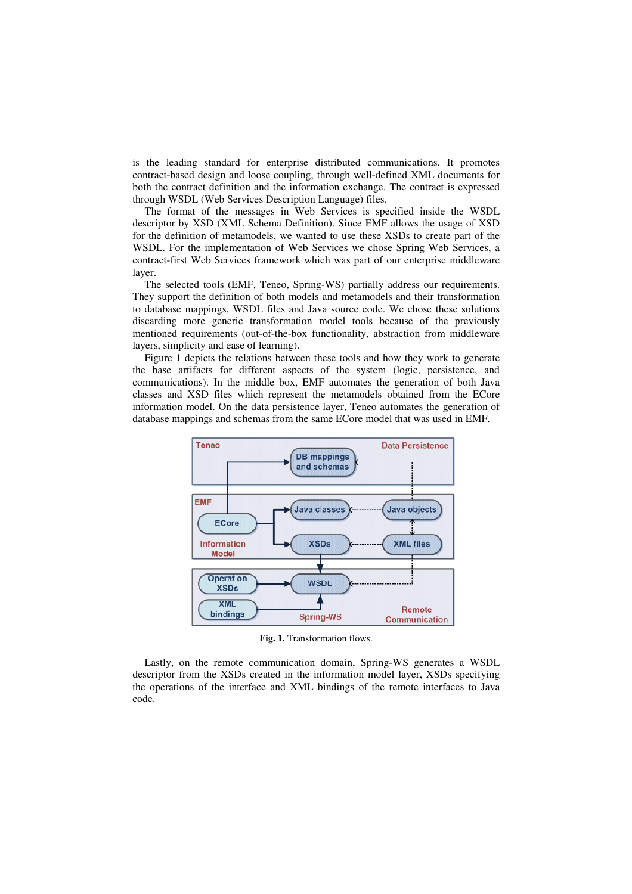is the leading standard for enterprise distributed communications. It promotes contract-based design and loose coupling, through well-defined XML documents for both the contract definition and the information exchange. The contract is expressed through WSDL (Web Services Description Language) files.

The format of the messages in Web Services is specified inside the WSDL descriptor by XSD (XML Schema Definition). Since EMF allows the usage of XSD for the definition of metamodels, we wanted to use these XSDs to create part of the WSDL. For the implementation of Web Services we chose Spring Web Services, a contract-first Web Services framework which was part of our enterprise middleware layer.

The selected tools (EMF, Teneo, Spring-WS) partially address our requirements. They support the definition of both models and metamodels and their transformation to database mappings, WSDL files and Java source code. We chose these solutions discarding more generic transformation model tools because of the previously mentioned requirements (out-of-the-box functionality, abstraction from middleware layers, simplicity and ease of learning).

Figure 1 depicts the relations between these tools and how they work to generate the base artifacts for different aspects of the system (logic, persistence, and communications). In the middle box, EMF automates the generation of both Java classes and XSD files which represent the metamodels obtained from the ECore information model. On the data persistence layer, Teneo automates the generation of database mappings and schemas from the same ECore model that was used in EMF.

Teneo
Data Persistence
DB mappings and schemas
EMF
ECore
Java classes
Java objects
XSDs
XML files
Information Model
Operation XSDs
WSDL
XML bindings
Spring-WS
Remote Communication

**Fig. 1.** Transformation flows.

Lastly, on the remote communication domain, Spring-WS generates a WSDL descriptor from the XSDs created in the information model layer, XSDs specifying the operations of the interface and XML bindings of the remote interfaces to Java code.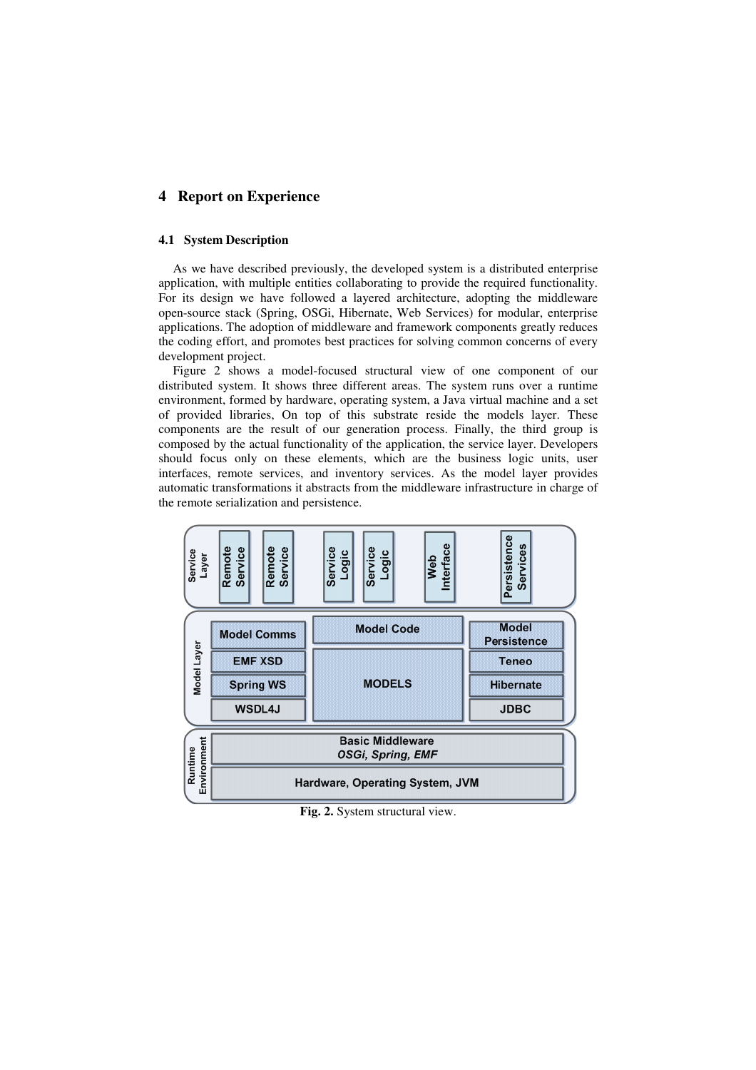## 4 Report on Experience

### 4.1 System Description

As we have described previously, the developed system is a distributed enterprise application, with multiple entities collaborating to provide the required functionality. For its design we have followed a layered architecture, adopting the middleware open-source stack (Spring, OSGi, Hibernate, Web Services) for modular, enterprise applications. The adoption of middleware and framework components greatly reduces the coding effort, and promotes best practices for solving common concerns of every development project.

Figure 2 shows a model-focused structural view of one component of our distributed system. It shows three different areas. The system runs over a runtime environment, formed by hardware, operating system, a Java virtual machine and a set of provided libraries, On top of this substrate reside the models layer. These components are the result of our generation process. Finally, the third group is composed by the actual functionality of the application, the service layer. Developers should focus only on these elements, which are the business logic units, user interfaces, remote services, and inventory services. As the model layer provides automatic transformations it abstracts from the middleware infrastructure in charge of the remote serialization and persistence.

| Layer | | | |
|---|---|---|---|
| Service Layer | Remote Service, Remote Service | Service Logic, Service Logic, Web Interface | Persistence Services |
| Model Layer | Model Comms | Model Code | Model Persistence |
| | EMF XSD | MODELS | Teneo |
| | Spring WS | | Hibernate |
| | WSDL4J | | JDBC |
| Runtime Environment | Basic Middleware *OSGi, Spring, EMF* | | |
| | Hardware, Operating System, JVM | | |

**Fig. 2.** System structural view.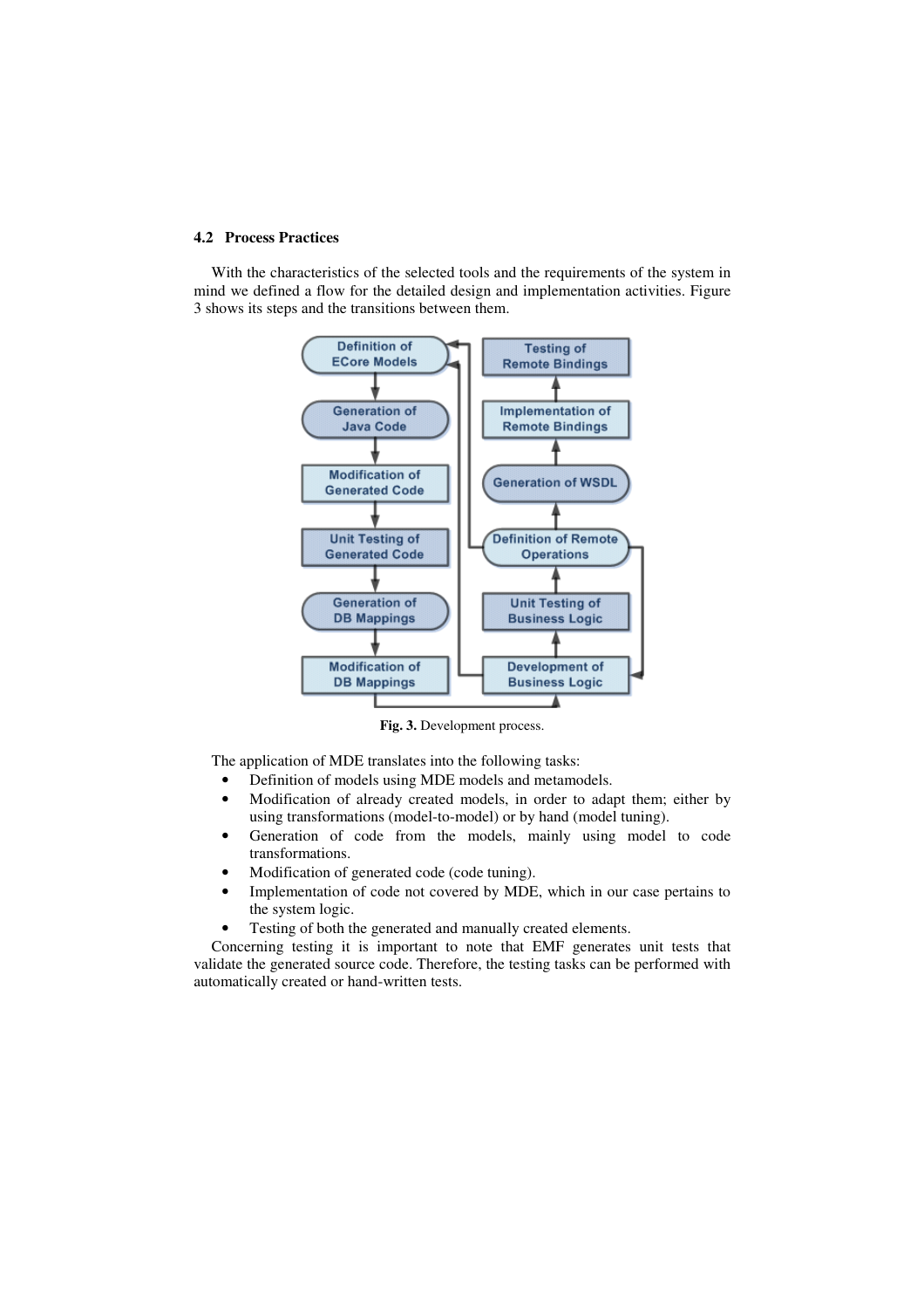### 4.2 Process Practices

With the characteristics of the selected tools and the requirements of the system in mind we defined a flow for the detailed design and implementation activities. Figure 3 shows its steps and the transitions between them.

**Fig. 3.** Development process.

The application of MDE translates into the following tasks:

- Definition of models using MDE models and metamodels.
- Modification of already created models, in order to adapt them; either by using transformations (model-to-model) or by hand (model tuning).
- Generation of code from the models, mainly using model to code transformations.
- Modification of generated code (code tuning).
- Implementation of code not covered by MDE, which in our case pertains to the system logic.
- Testing of both the generated and manually created elements.

Concerning testing it is important to note that EMF generates unit tests that validate the generated source code. Therefore, the testing tasks can be performed with automatically created or hand-written tests.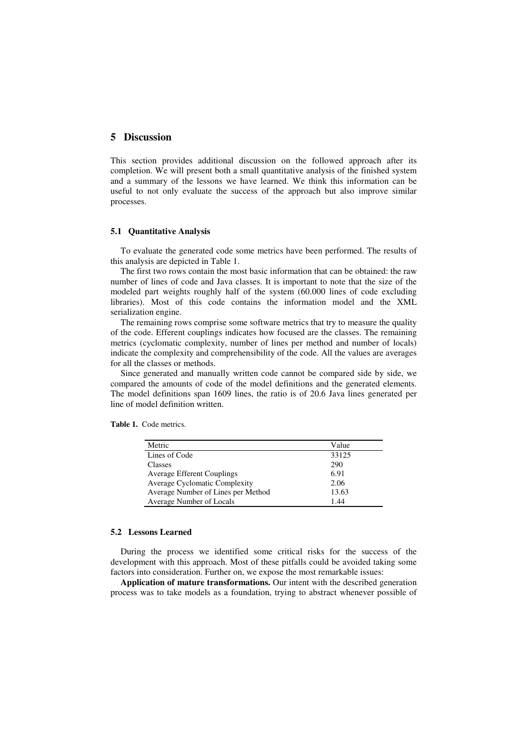## 5 Discussion

This section provides additional discussion on the followed approach after its completion. We will present both a small quantitative analysis of the finished system and a summary of the lessons we have learned. We think this information can be useful to not only evaluate the success of the approach but also improve similar processes.

### 5.1 Quantitative Analysis

To evaluate the generated code some metrics have been performed. The results of this analysis are depicted in Table 1.

The first two rows contain the most basic information that can be obtained: the raw number of lines of code and Java classes. It is important to note that the size of the modeled part weights roughly half of the system (60.000 lines of code excluding libraries). Most of this code contains the information model and the XML serialization engine.

The remaining rows comprise some software metrics that try to measure the quality of the code. Efferent couplings indicates how focused are the classes. The remaining metrics (cyclomatic complexity, number of lines per method and number of locals) indicate the complexity and comprehensibility of the code. All the values are averages for all the classes or methods.

Since generated and manually written code cannot be compared side by side, we compared the amounts of code of the model definitions and the generated elements. The model definitions span 1609 lines, the ratio is of 20.6 Java lines generated per line of model definition written.

**Table 1.** Code metrics.

| Metric | Value |
|---|---|
| Lines of Code | 33125 |
| Classes | 290 |
| Average Efferent Couplings | 6.91 |
| Average Cyclomatic Complexity | 2.06 |
| Average Number of Lines per Method | 13.63 |
| Average Number of Locals | 1.44 |

### 5.2 Lessons Learned

During the process we identified some critical risks for the success of the development with this approach. Most of these pitfalls could be avoided taking some factors into consideration. Further on, we expose the most remarkable issues:

**Application of mature transformations.** Our intent with the described generation process was to take models as a foundation, trying to abstract whenever possible of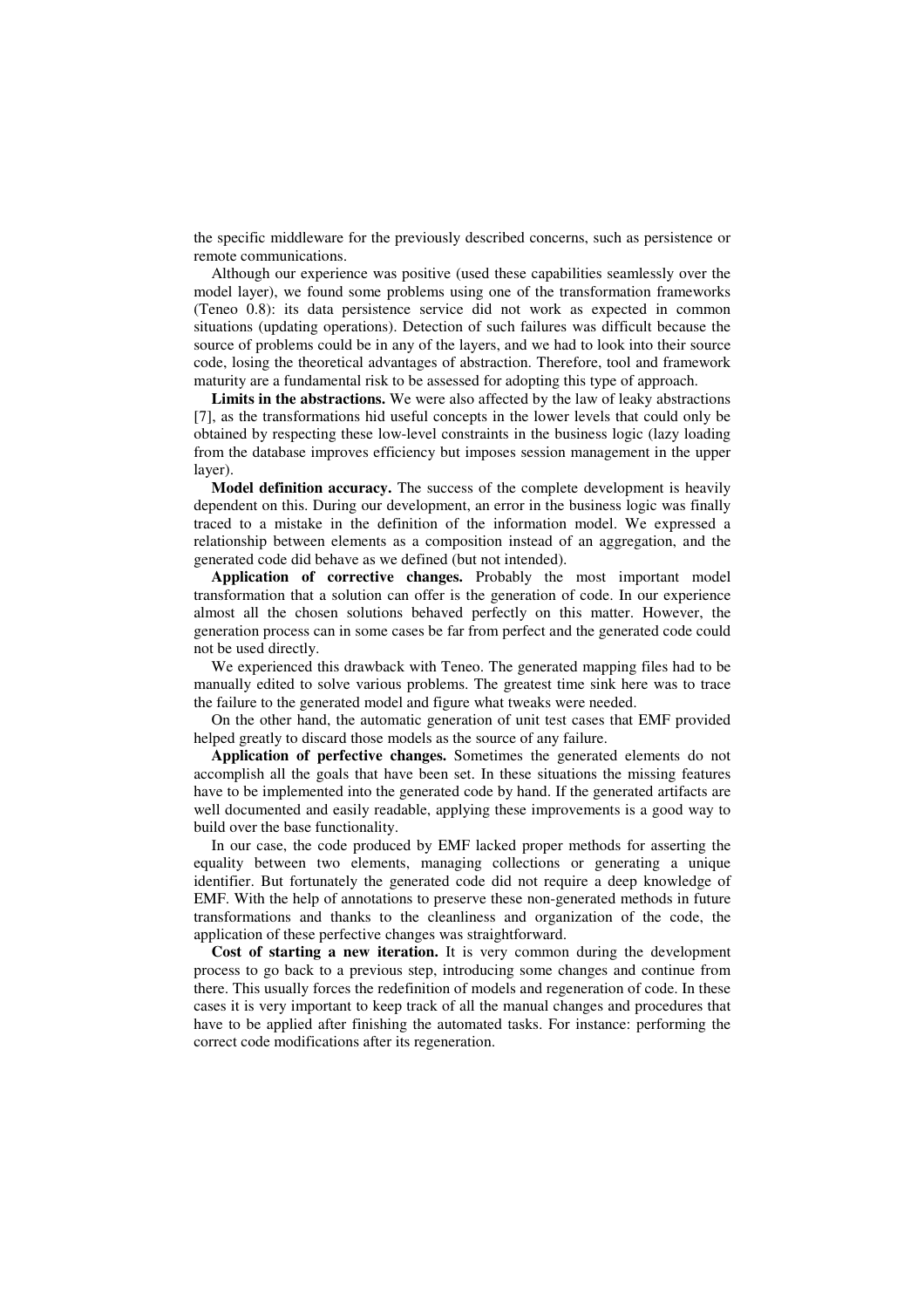the specific middleware for the previously described concerns, such as persistence or remote communications.

Although our experience was positive (used these capabilities seamlessly over the model layer), we found some problems using one of the transformation frameworks (Teneo 0.8): its data persistence service did not work as expected in common situations (updating operations). Detection of such failures was difficult because the source of problems could be in any of the layers, and we had to look into their source code, losing the theoretical advantages of abstraction. Therefore, tool and framework maturity are a fundamental risk to be assessed for adopting this type of approach.

**Limits in the abstractions.** We were also affected by the law of leaky abstractions [7], as the transformations hid useful concepts in the lower levels that could only be obtained by respecting these low-level constraints in the business logic (lazy loading from the database improves efficiency but imposes session management in the upper layer).

**Model definition accuracy.** The success of the complete development is heavily dependent on this. During our development, an error in the business logic was finally traced to a mistake in the definition of the information model. We expressed a relationship between elements as a composition instead of an aggregation, and the generated code did behave as we defined (but not intended).

**Application of corrective changes.** Probably the most important model transformation that a solution can offer is the generation of code. In our experience almost all the chosen solutions behaved perfectly on this matter. However, the generation process can in some cases be far from perfect and the generated code could not be used directly.

We experienced this drawback with Teneo. The generated mapping files had to be manually edited to solve various problems. The greatest time sink here was to trace the failure to the generated model and figure what tweaks were needed.

On the other hand, the automatic generation of unit test cases that EMF provided helped greatly to discard those models as the source of any failure.

**Application of perfective changes.** Sometimes the generated elements do not accomplish all the goals that have been set. In these situations the missing features have to be implemented into the generated code by hand. If the generated artifacts are well documented and easily readable, applying these improvements is a good way to build over the base functionality.

In our case, the code produced by EMF lacked proper methods for asserting the equality between two elements, managing collections or generating a unique identifier. But fortunately the generated code did not require a deep knowledge of EMF. With the help of annotations to preserve these non-generated methods in future transformations and thanks to the cleanliness and organization of the code, the application of these perfective changes was straightforward.

**Cost of starting a new iteration.** It is very common during the development process to go back to a previous step, introducing some changes and continue from there. This usually forces the redefinition of models and regeneration of code. In these cases it is very important to keep track of all the manual changes and procedures that have to be applied after finishing the automated tasks. For instance: performing the correct code modifications after its regeneration.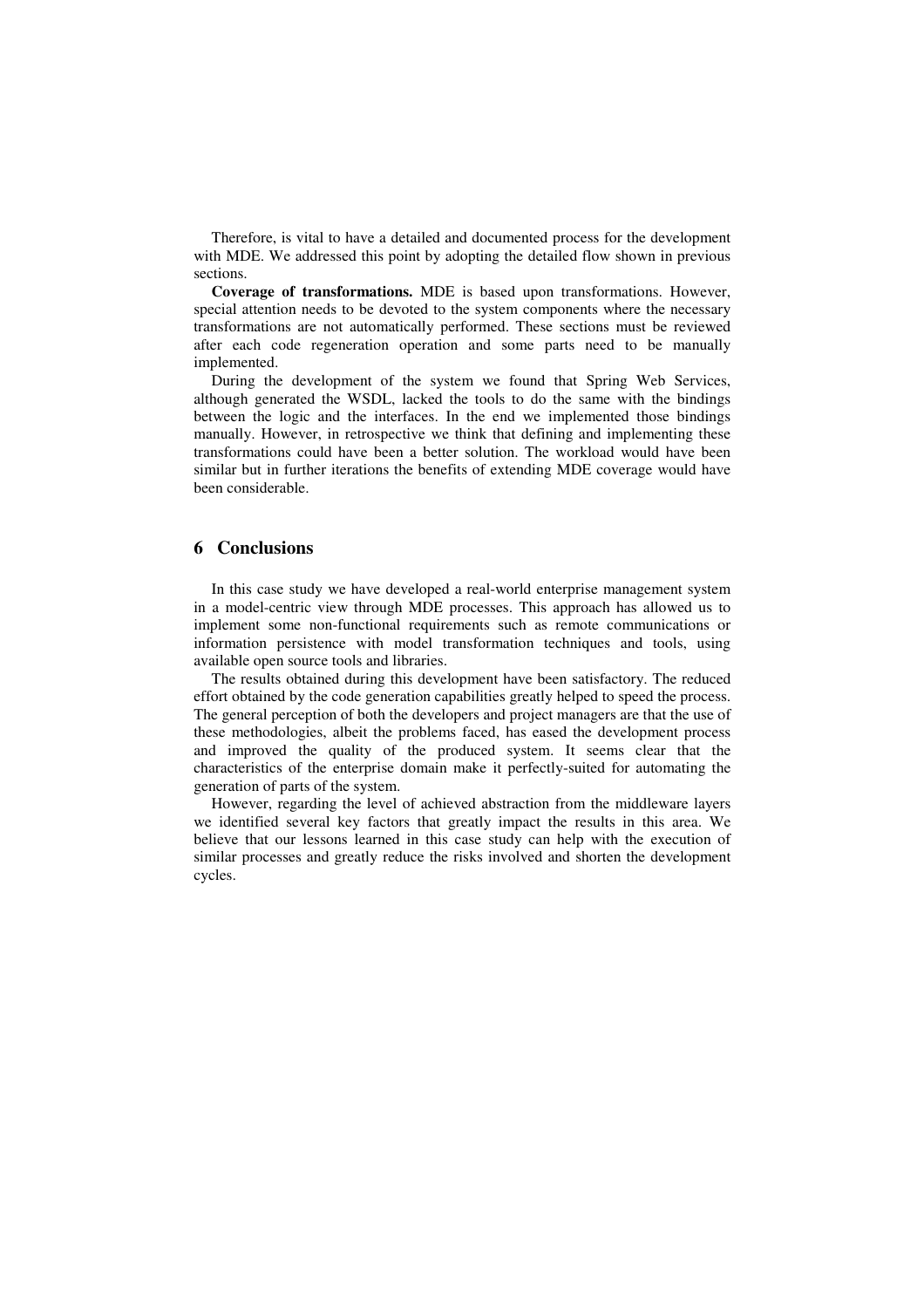Therefore, is vital to have a detailed and documented process for the development with MDE. We addressed this point by adopting the detailed flow shown in previous sections.

**Coverage of transformations.** MDE is based upon transformations. However, special attention needs to be devoted to the system components where the necessary transformations are not automatically performed. These sections must be reviewed after each code regeneration operation and some parts need to be manually implemented.

During the development of the system we found that Spring Web Services, although generated the WSDL, lacked the tools to do the same with the bindings between the logic and the interfaces. In the end we implemented those bindings manually. However, in retrospective we think that defining and implementing these transformations could have been a better solution. The workload would have been similar but in further iterations the benefits of extending MDE coverage would have been considerable.

## 6 Conclusions

In this case study we have developed a real-world enterprise management system in a model-centric view through MDE processes. This approach has allowed us to implement some non-functional requirements such as remote communications or information persistence with model transformation techniques and tools, using available open source tools and libraries.

The results obtained during this development have been satisfactory. The reduced effort obtained by the code generation capabilities greatly helped to speed the process. The general perception of both the developers and project managers are that the use of these methodologies, albeit the problems faced, has eased the development process and improved the quality of the produced system. It seems clear that the characteristics of the enterprise domain make it perfectly-suited for automating the generation of parts of the system.

However, regarding the level of achieved abstraction from the middleware layers we identified several key factors that greatly impact the results in this area. We believe that our lessons learned in this case study can help with the execution of similar processes and greatly reduce the risks involved and shorten the development cycles.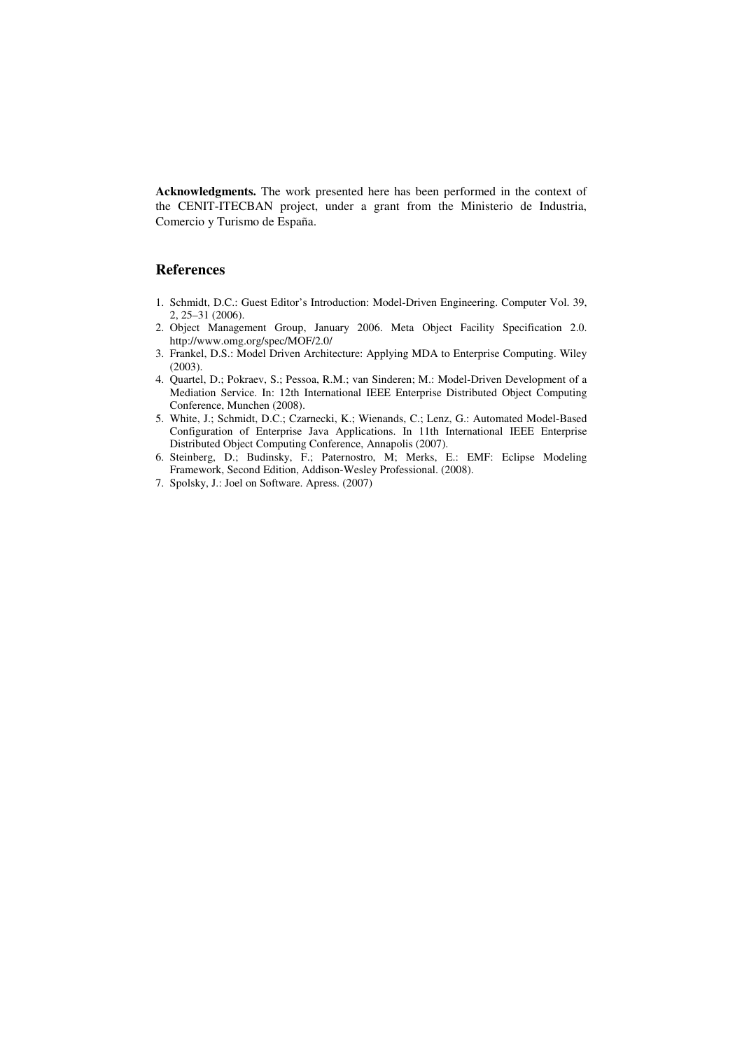**Acknowledgments.** The work presented here has been performed in the context of the CENIT-ITECBAN project, under a grant from the Ministerio de Industria, Comercio y Turismo de España.

## References

1. Schmidt, D.C.: Guest Editor's Introduction: Model-Driven Engineering. Computer Vol. 39, 2, 25–31 (2006).
2. Object Management Group, January 2006. Meta Object Facility Specification 2.0. http://www.omg.org/spec/MOF/2.0/
3. Frankel, D.S.: Model Driven Architecture: Applying MDA to Enterprise Computing. Wiley (2003).
4. Quartel, D.; Pokraev, S.; Pessoa, R.M.; van Sinderen; M.: Model-Driven Development of a Mediation Service. In: 12th International IEEE Enterprise Distributed Object Computing Conference, Munchen (2008).
5. White, J.; Schmidt, D.C.; Czarnecki, K.; Wienands, C.; Lenz, G.: Automated Model-Based Configuration of Enterprise Java Applications. In 11th International IEEE Enterprise Distributed Object Computing Conference, Annapolis (2007).
6. Steinberg, D.; Budinsky, F.; Paternostro, M; Merks, E.: EMF: Eclipse Modeling Framework, Second Edition, Addison-Wesley Professional. (2008).
7. Spolsky, J.: Joel on Software. Apress. (2007)